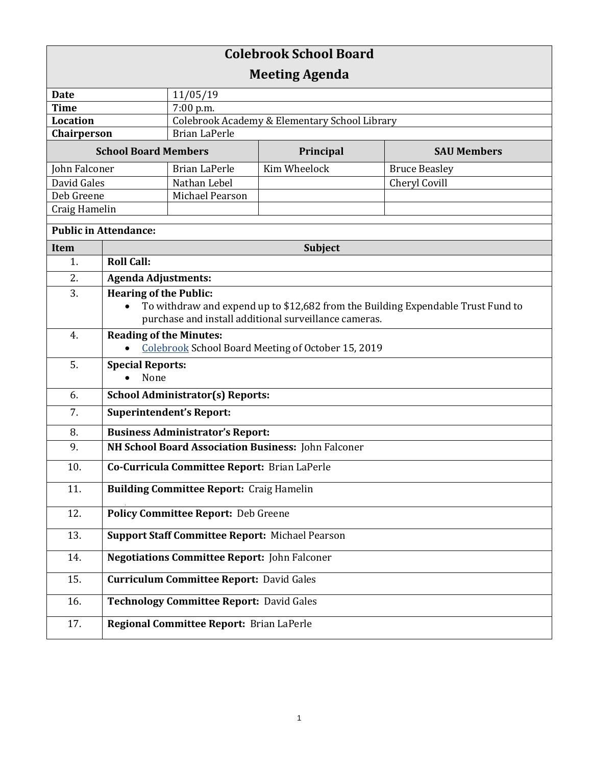# Colebrook School Board

## Meeting Agenda

| | |
|---|---|
| **Date** | 11/05/19 |
| **Time** | 7:00 p.m. |
| **Location** | Colebrook Academy & Elementary School Library |
| **Chairperson** | Brian LaPerle |

| **School Board Members** | | **Principal** | **SAU Members** |
|---|---|---|---|
| John Falconer | Brian LaPerle | Kim Wheelock | Bruce Beasley |
| David Gales | Nathan Lebel | | Cheryl Covill |
| Deb Greene | Michael Pearson | | |
| Craig Hamelin | | | |

**Public in Attendance:**

| Item | Subject |
|---|---|
| 1. | **Roll Call:** |
| 2. | **Agenda Adjustments:** |
| 3. | **Hearing of the Public:**<br>• To withdraw and expend up to $12,682 from the Building Expendable Trust Fund to purchase and install additional surveillance cameras. |
| 4. | **Reading of the Minutes:**<br>• Colebrook School Board Meeting of October 15, 2019 |
| 5. | **Special Reports:**<br>• None |
| 6. | **School Administrator(s) Reports:** |
| 7. | **Superintendent's Report:** |
| 8. | **Business Administrator's Report:** |
| 9. | **NH School Board Association Business:** John Falconer |
| 10. | **Co-Curricula Committee Report:** Brian LaPerle |
| 11. | **Building Committee Report:** Craig Hamelin |
| 12. | **Policy Committee Report:** Deb Greene |
| 13. | **Support Staff Committee Report:** Michael Pearson |
| 14. | **Negotiations Committee Report:** John Falconer |
| 15. | **Curriculum Committee Report:** David Gales |
| 16. | **Technology Committee Report:** David Gales |
| 17. | **Regional Committee Report:** Brian LaPerle |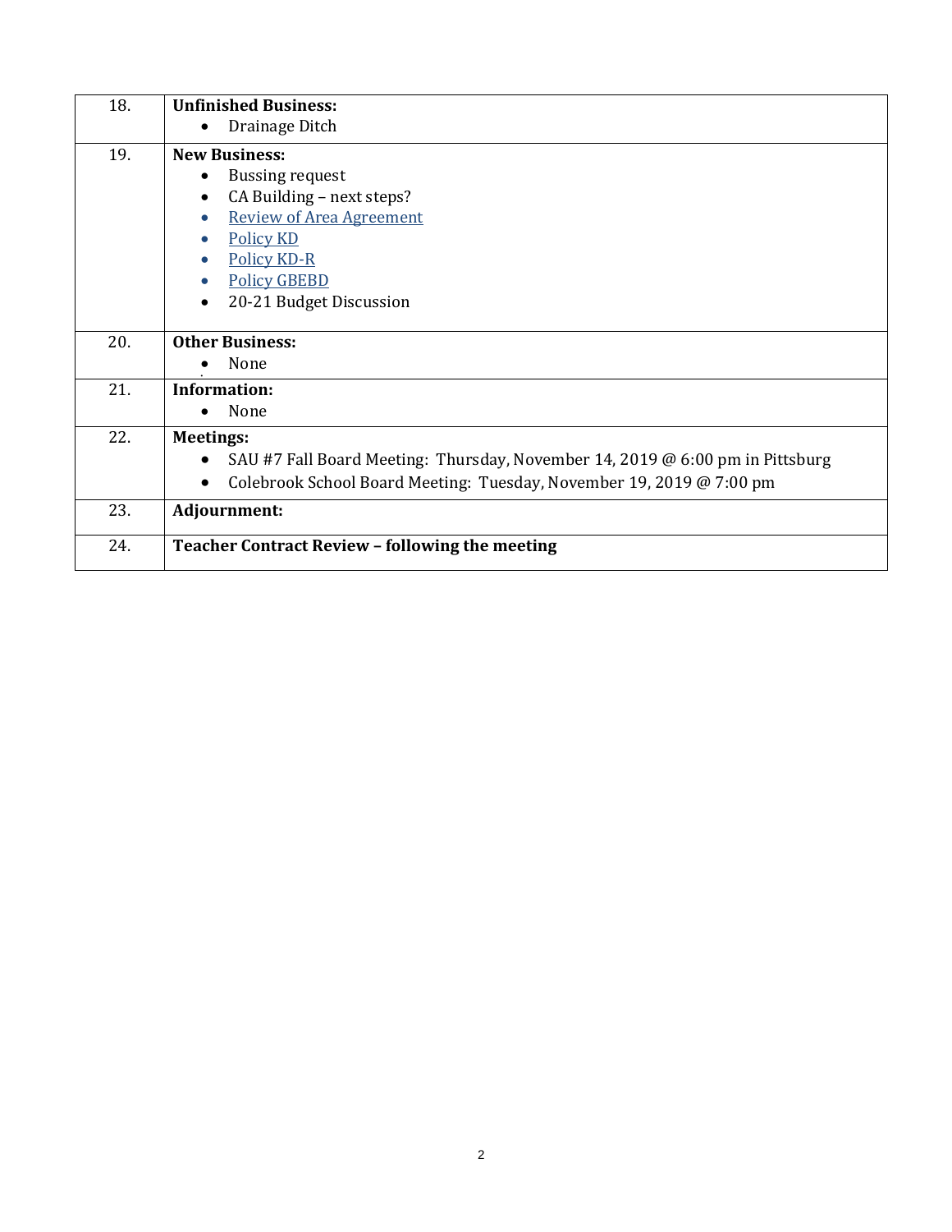| | |
|---|---|
| 18. | **Unfinished Business:**<br>• Drainage Ditch |
| 19. | **New Business:**<br>• Bussing request<br>• CA Building – next steps?<br>• Review of Area Agreement<br>• Policy KD<br>• Policy KD-R<br>• Policy GBEBD<br>• 20-21 Budget Discussion |
| 20. | **Other Business:**<br>• None |
| 21. | **Information:**<br>• None |
| 22. | **Meetings:**<br>• SAU #7 Fall Board Meeting: Thursday, November 14, 2019 @ 6:00 pm in Pittsburg<br>• Colebrook School Board Meeting: Tuesday, November 19, 2019 @ 7:00 pm |
| 23. | **Adjournment:** |
| 24. | **Teacher Contract Review – following the meeting** |